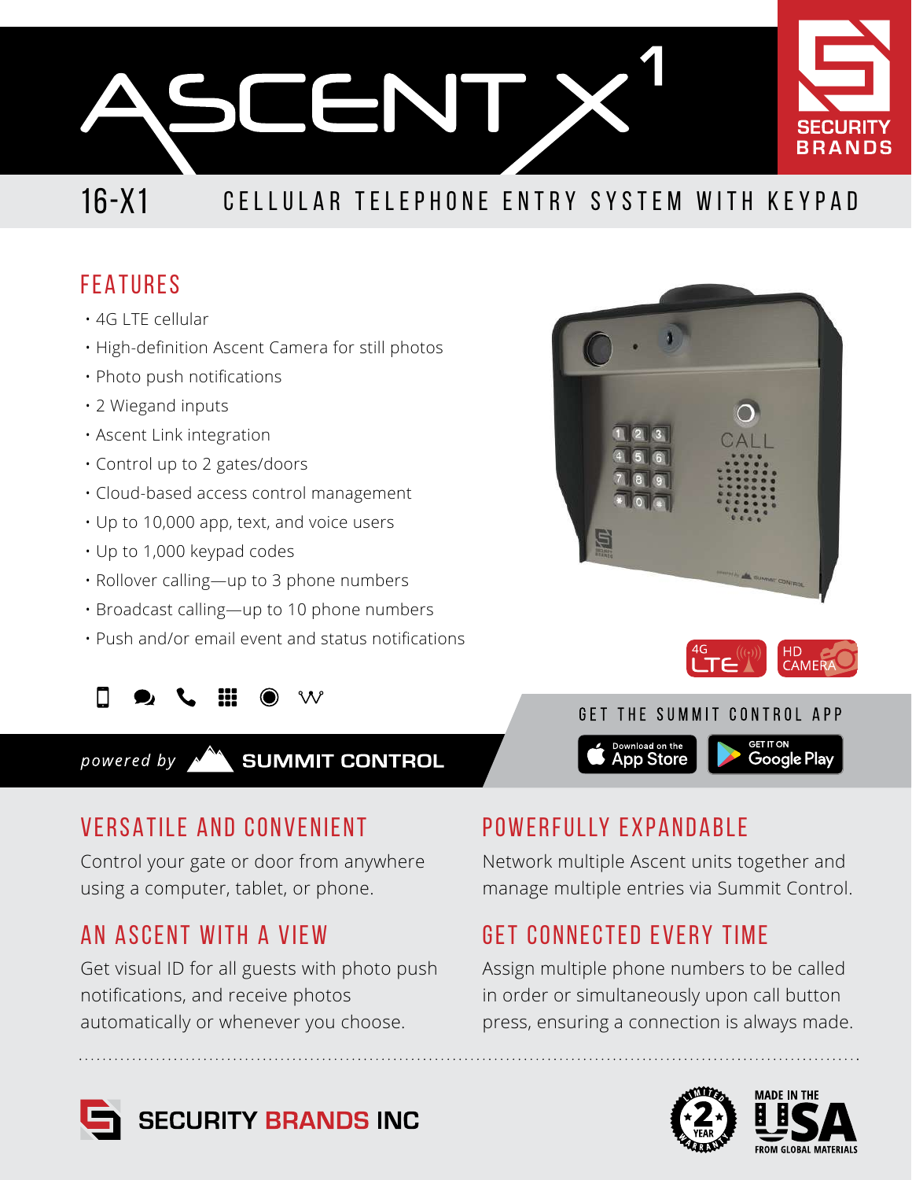# ASCENT X[1]

SECURITY BRANDS

## 16-X1 CELLULAR TELEPHONE ENTRY SYSTEM WITH KEYPAD

## FEATURES

- 4G LTE cellular
- High-definition Ascent Camera for still photos
- Photo push notifications
- 2 Wiegand inputs
- Ascent Link integration
- Control up to 2 gates/doors
- Cloud-based access control management
- Up to 10,000 app, text, and voice users
- Up to 1,000 keypad codes
- Rollover calling—up to 3 phone numbers
- Broadcast calling—up to 10 phone numbers
- Push and/or email event and status notifications

4G LTE | HD CAMERA

*powered by* SUMMIT CONTROL

GET THE SUMMIT CONTROL APP

Download on the App Store | GET IT ON Google Play

## VERSATILE AND CONVENIENT

Control your gate or door from anywhere using a computer, tablet, or phone.

## AN ASCENT WITH A VIEW

Get visual ID for all guests with photo push notifications, and receive photos automatically or whenever you choose.

## POWERFULLY EXPANDABLE

Network multiple Ascent units together and manage multiple entries via Summit Control.

## GET CONNECTED EVERY TIME

Assign multiple phone numbers to be called in order or simultaneously upon call button press, ensuring a connection is always made.

SECURITY BRANDS INC

LIMITED 2 YEAR WARRANTY

MADE IN THE USA FROM GLOBAL MATERIALS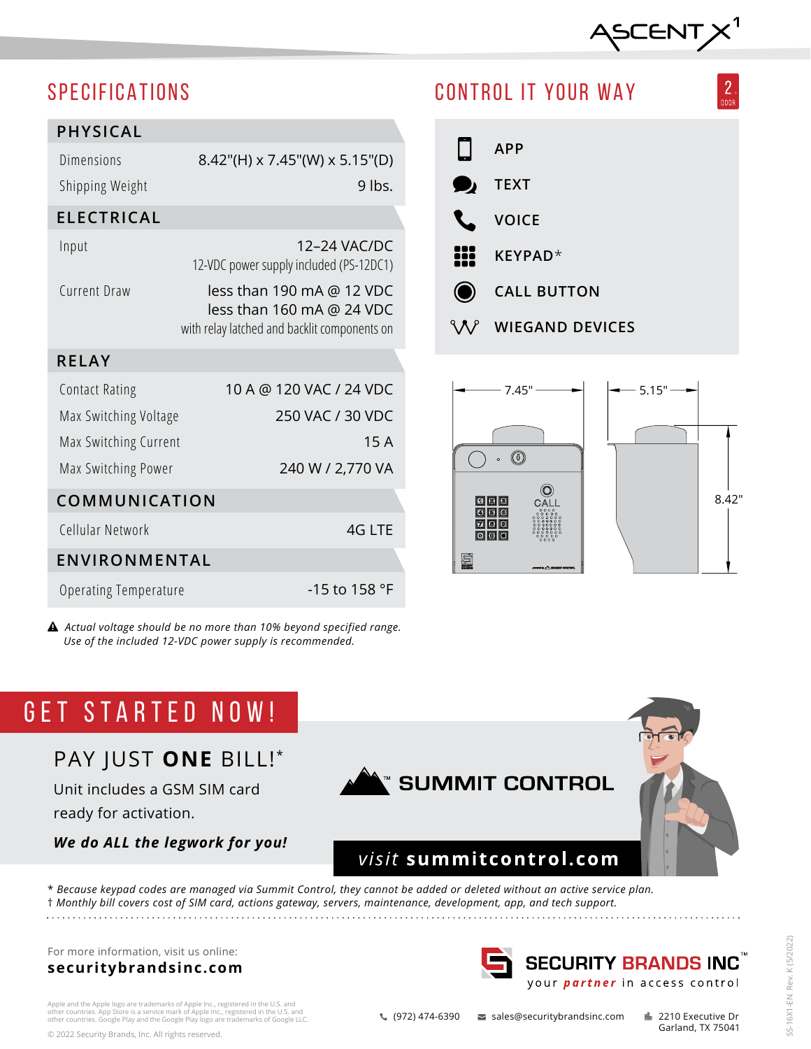## SPECIFICATIONS

| | |
|---|---|
| **PHYSICAL** | |
| Dimensions | 8.42"(H) x 7.45"(W) x 5.15"(D) |
| Shipping Weight | 9 lbs. |
| **ELECTRICAL** | |
| Input | 12–24 VAC/DC<br>12-VDC power supply included (PS-12DC1) |
| Current Draw | less than 190 mA @ 12 VDC<br>less than 160 mA @ 24 VDC<br>with relay latched and backlit components on |
| **RELAY** | |
| Contact Rating | 10 A @ 120 VAC / 24 VDC |
| Max Switching Voltage | 250 VAC / 30 VDC |
| Max Switching Current | 15 A |
| Max Switching Power | 240 W / 2,770 VA |
| **COMMUNICATION** | |
| Cellular Network | 4G LTE |
| **ENVIRONMENTAL** | |
| Operating Temperature | -15 to 158 °F |

⚠ *Actual voltage should be no more than 10% beyond specified range. Use of the included 12-VDC power supply is recommended.*

## CONTROL IT YOUR WAY

2 DOOR

- APP
- TEXT
- VOICE
- KEYPAD*
- CALL BUTTON
- WIEGAND DEVICES

7.45"
5.15"
8.42"

## GET STARTED NOW!

PAY JUST **ONE** BILL!†

Unit includes a GSM SIM card ready for activation.

***We do ALL the legwork for you!***

SUMMIT CONTROL™

*visit* **summitcontrol.com**

*\* Because keypad codes are managed via Summit Control, they cannot be added or deleted without an active service plan.*
*† Monthly bill covers cost of SIM card, actions gateway, servers, maintenance, development, app, and tech support.*

For more information, visit us online:
**securitybrandsinc.com**

SECURITY BRANDS INC™
your *partner* in access control

Apple and the Apple logo are trademarks of Apple Inc., registered in the U.S. and other countries. App Store is a service mark of Apple Inc., registered in the U.S. and other countries. Google Play and the Google Play logo are trademarks of Google LLC.

© 2022 Security Brands, Inc. All rights reserved.

(972) 474-6390 | sales@securitybrandsinc.com | 2210 Executive Dr Garland, TX 75041

SS-16X1-EN Rev. K (5/2022)